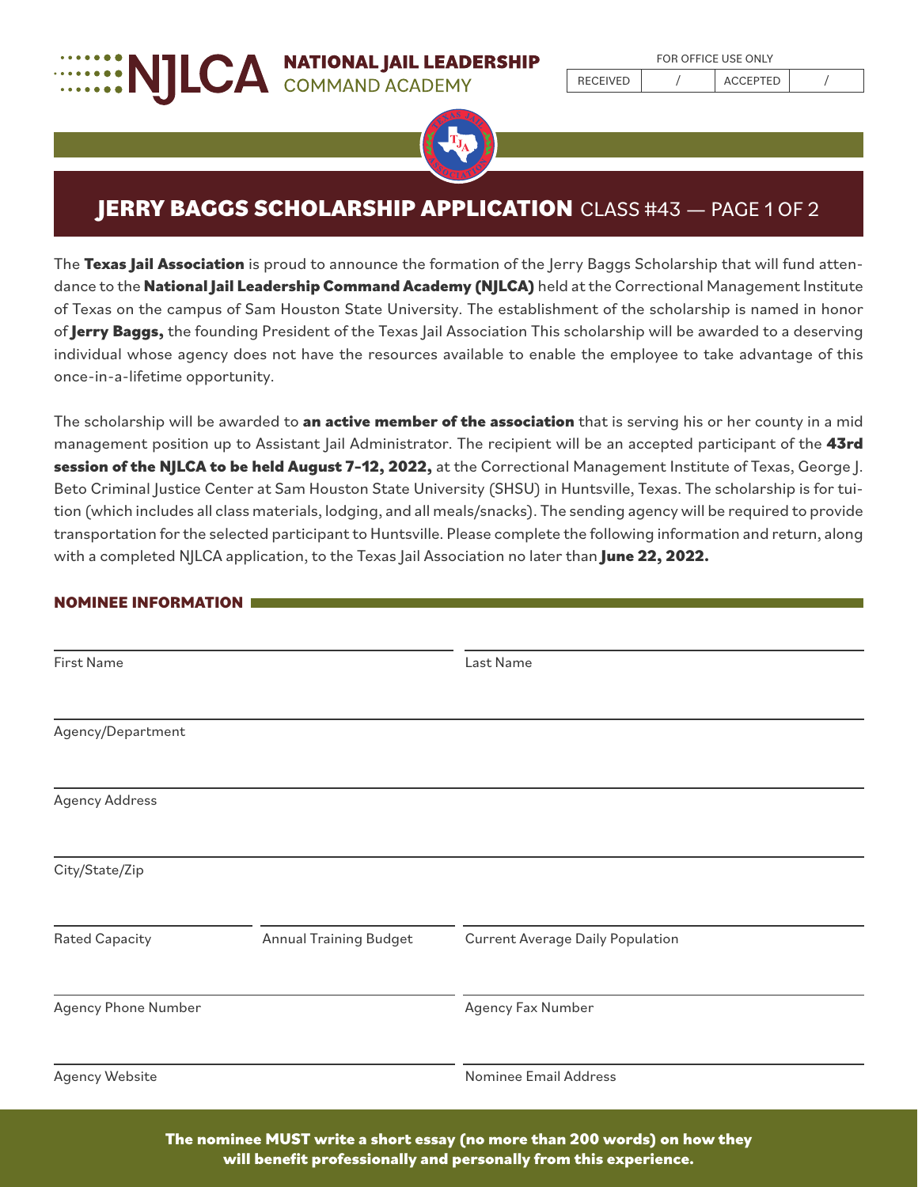NJLCA NATIONAL JAIL LEADERSHIP COMMAND ACADEMY

| FOR OFFICE USE ONLY | | | |
|---|---|---|---|
| RECEIVED | / | ACCEPTED | / |

# JERRY BAGGS SCHOLARSHIP APPLICATION CLASS #43 — PAGE 1 OF 2

The **Texas Jail Association** is proud to announce the formation of the Jerry Baggs Scholarship that will fund attendance to the **National Jail Leadership Command Academy (NJLCA)** held at the Correctional Management Institute of Texas on the campus of Sam Houston State University. The establishment of the scholarship is named in honor of **Jerry Baggs,** the founding President of the Texas Jail Association This scholarship will be awarded to a deserving individual whose agency does not have the resources available to enable the employee to take advantage of this once-in-a-lifetime opportunity.

The scholarship will be awarded to **an active member of the association** that is serving his or her county in a mid management position up to Assistant Jail Administrator. The recipient will be an accepted participant of the **43rd session of the NJLCA to be held August 7-12, 2022,** at the Correctional Management Institute of Texas, George J. Beto Criminal Justice Center at Sam Houston State University (SHSU) in Huntsville, Texas. The scholarship is for tuition (which includes all class materials, lodging, and all meals/snacks). The sending agency will be required to provide transportation for the selected participant to Huntsville. Please complete the following information and return, along with a completed NJLCA application, to the Texas Jail Association no later than **June 22, 2022.**

## NOMINEE INFORMATION

First Name ____________________ Last Name ____________________

Agency/Department ____________________

Agency Address ____________________

City/State/Zip ____________________

Rated Capacity ____________ Annual Training Budget ____________ Current Average Daily Population ____________

Agency Phone Number ____________________ Agency Fax Number ____________________

Agency Website ____________________ Nominee Email Address ____________________

**The nominee MUST write a short essay (no more than 200 words) on how they will benefit professionally and personally from this experience.**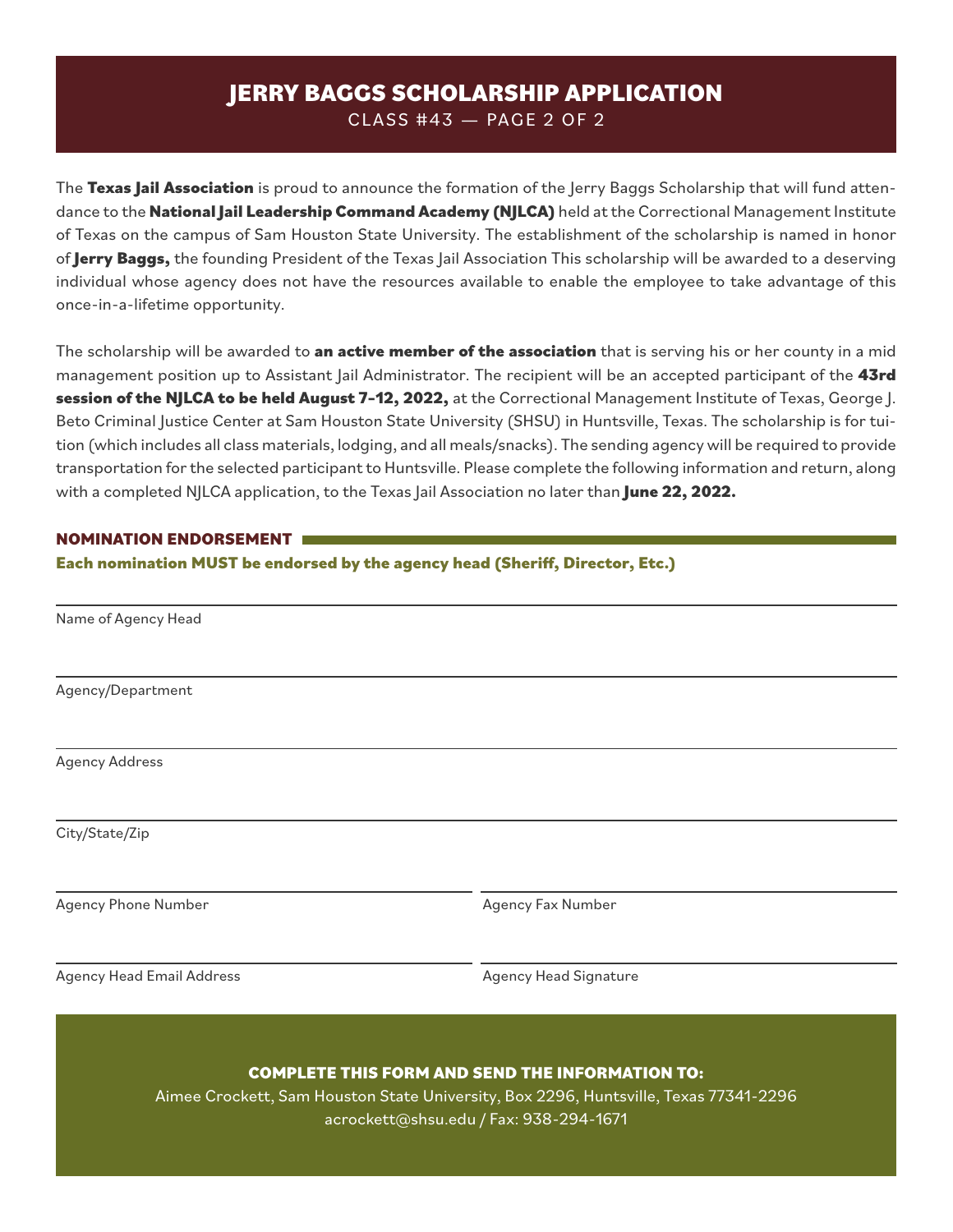# JERRY BAGGS SCHOLARSHIP APPLICATION

CLASS #43 — PAGE 2 OF 2

The **Texas Jail Association** is proud to announce the formation of the Jerry Baggs Scholarship that will fund attendance to the **National Jail Leadership Command Academy (NJLCA)** held at the Correctional Management Institute of Texas on the campus of Sam Houston State University. The establishment of the scholarship is named in honor of **Jerry Baggs,** the founding President of the Texas Jail Association This scholarship will be awarded to a deserving individual whose agency does not have the resources available to enable the employee to take advantage of this once-in-a-lifetime opportunity.

The scholarship will be awarded to **an active member of the association** that is serving his or her county in a mid management position up to Assistant Jail Administrator. The recipient will be an accepted participant of the **43rd session of the NJLCA to be held August 7-12, 2022,** at the Correctional Management Institute of Texas, George J. Beto Criminal Justice Center at Sam Houston State University (SHSU) in Huntsville, Texas. The scholarship is for tuition (which includes all class materials, lodging, and all meals/snacks). The sending agency will be required to provide transportation for the selected participant to Huntsville. Please complete the following information and return, along with a completed NJLCA application, to the Texas Jail Association no later than **June 22, 2022.**

## NOMINATION ENDORSEMENT

**Each nomination MUST be endorsed by the agency head (Sheriff, Director, Etc.)**

Name of Agency Head

Agency/Department

Agency Address

City/State/Zip

Agency Phone Number

Agency Fax Number

Agency Head Email Address

Agency Head Signature

**COMPLETE THIS FORM AND SEND THE INFORMATION TO:**

Aimee Crockett, Sam Houston State University, Box 2296, Huntsville, Texas 77341-2296

acrockett@shsu.edu / Fax: 938-294-1671